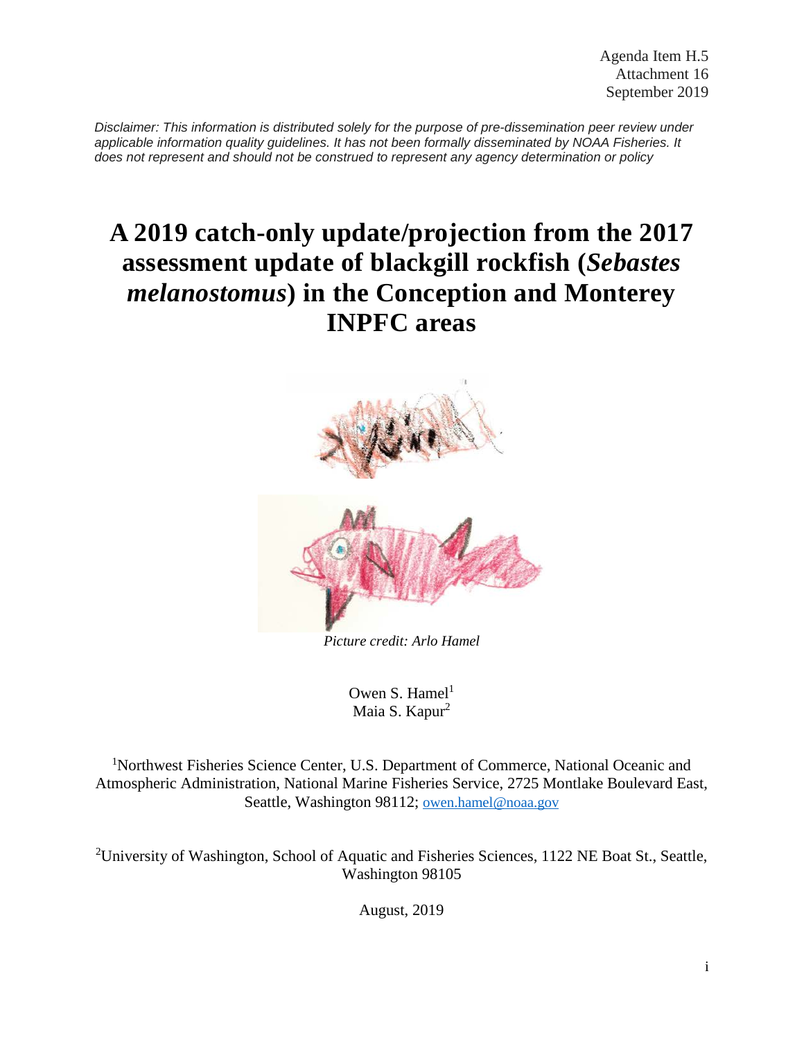Agenda Item H.5
Attachment 16
September 2019

*Disclaimer: This information is distributed solely for the purpose of pre-dissemination peer review under applicable information quality guidelines. It has not been formally disseminated by NOAA Fisheries. It does not represent and should not be construed to represent any agency determination or policy*

# A 2019 catch-only update/projection from the 2017 assessment update of blackgill rockfish (*Sebastes melanostomus*) in the Conception and Monterey INPFC areas

*Picture credit: Arlo Hamel*

Owen S. Hamel[1]
Maia S. Kapur[2]

[1]Northwest Fisheries Science Center, U.S. Department of Commerce, National Oceanic and Atmospheric Administration, National Marine Fisheries Service, 2725 Montlake Boulevard East, Seattle, Washington 98112; owen.hamel@noaa.gov

[2]University of Washington, School of Aquatic and Fisheries Sciences, 1122 NE Boat St., Seattle, Washington 98105

August, 2019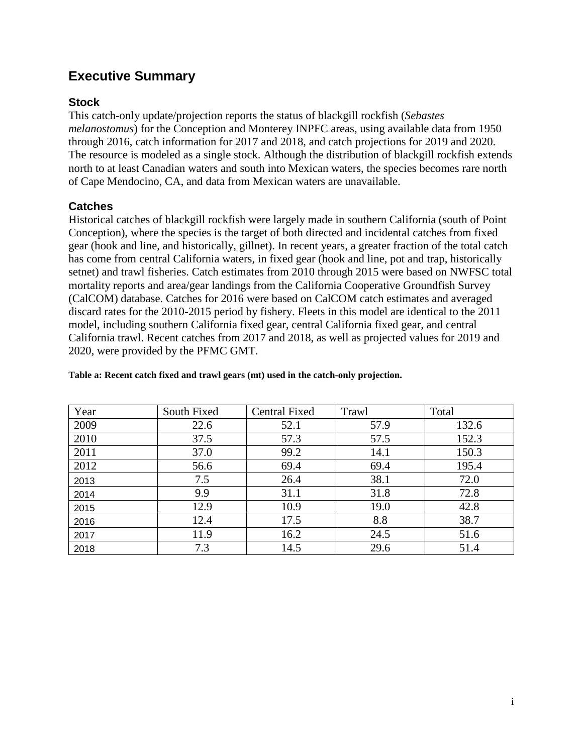## Executive Summary

### Stock

This catch-only update/projection reports the status of blackgill rockfish (*Sebastes melanostomus*) for the Conception and Monterey INPFC areas, using available data from 1950 through 2016, catch information for 2017 and 2018, and catch projections for 2019 and 2020. The resource is modeled as a single stock. Although the distribution of blackgill rockfish extends north to at least Canadian waters and south into Mexican waters, the species becomes rare north of Cape Mendocino, CA, and data from Mexican waters are unavailable.

### Catches

Historical catches of blackgill rockfish were largely made in southern California (south of Point Conception), where the species is the target of both directed and incidental catches from fixed gear (hook and line, and historically, gillnet). In recent years, a greater fraction of the total catch has come from central California waters, in fixed gear (hook and line, pot and trap, historically setnet) and trawl fisheries. Catch estimates from 2010 through 2015 were based on NWFSC total mortality reports and area/gear landings from the California Cooperative Groundfish Survey (CalCOM) database. Catches for 2016 were based on CalCOM catch estimates and averaged discard rates for the 2010-2015 period by fishery. Fleets in this model are identical to the 2011 model, including southern California fixed gear, central California fixed gear, and central California trawl. Recent catches from 2017 and 2018, as well as projected values for 2019 and 2020, were provided by the PFMC GMT.

**Table a: Recent catch fixed and trawl gears (mt) used in the catch-only projection.**

| Year | South Fixed | Central Fixed | Trawl | Total |
|---|---|---|---|---|
| 2009 | 22.6 | 52.1 | 57.9 | 132.6 |
| 2010 | 37.5 | 57.3 | 57.5 | 152.3 |
| 2011 | 37.0 | 99.2 | 14.1 | 150.3 |
| 2012 | 56.6 | 69.4 | 69.4 | 195.4 |
| 2013 | 7.5 | 26.4 | 38.1 | 72.0 |
| 2014 | 9.9 | 31.1 | 31.8 | 72.8 |
| 2015 | 12.9 | 10.9 | 19.0 | 42.8 |
| 2016 | 12.4 | 17.5 | 8.8 | 38.7 |
| 2017 | 11.9 | 16.2 | 24.5 | 51.6 |
| 2018 | 7.3 | 14.5 | 29.6 | 51.4 |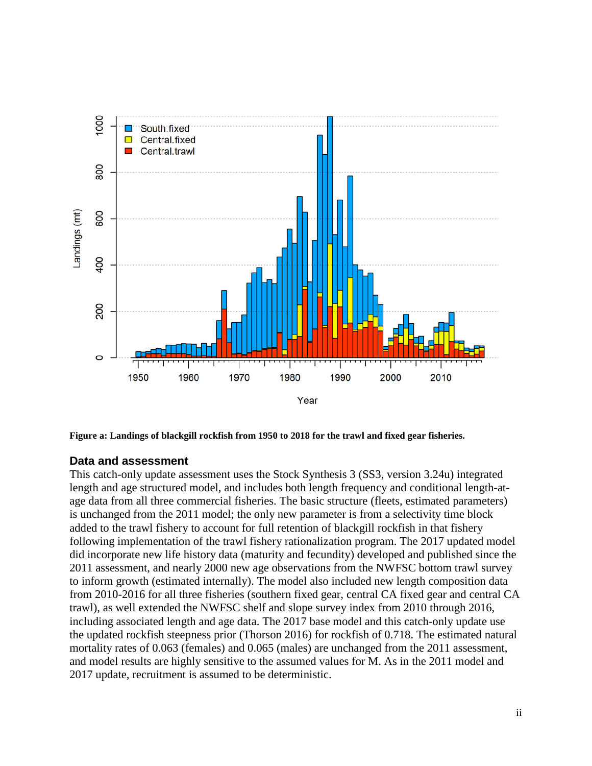**Figure a: Landings of blackgill rockfish from 1950 to 2018 for the trawl and fixed gear fisheries.**

### Data and assessment

This catch-only update assessment uses the Stock Synthesis 3 (SS3, version 3.24u) integrated length and age structured model, and includes both length frequency and conditional length-at-age data from all three commercial fisheries. The basic structure (fleets, estimated parameters) is unchanged from the 2011 model; the only new parameter is from a selectivity time block added to the trawl fishery to account for full retention of blackgill rockfish in that fishery following implementation of the trawl fishery rationalization program. The 2017 updated model did incorporate new life history data (maturity and fecundity) developed and published since the 2011 assessment, and nearly 2000 new age observations from the NWFSC bottom trawl survey to inform growth (estimated internally). The model also included new length composition data from 2010-2016 for all three fisheries (southern fixed gear, central CA fixed gear and central CA trawl), as well extended the NWFSC shelf and slope survey index from 2010 through 2016, including associated length and age data. The 2017 base model and this catch-only update use the updated rockfish steepness prior (Thorson 2016) for rockfish of 0.718. The estimated natural mortality rates of 0.063 (females) and 0.065 (males) are unchanged from the 2011 assessment, and model results are highly sensitive to the assumed values for M. As in the 2011 model and 2017 update, recruitment is assumed to be deterministic.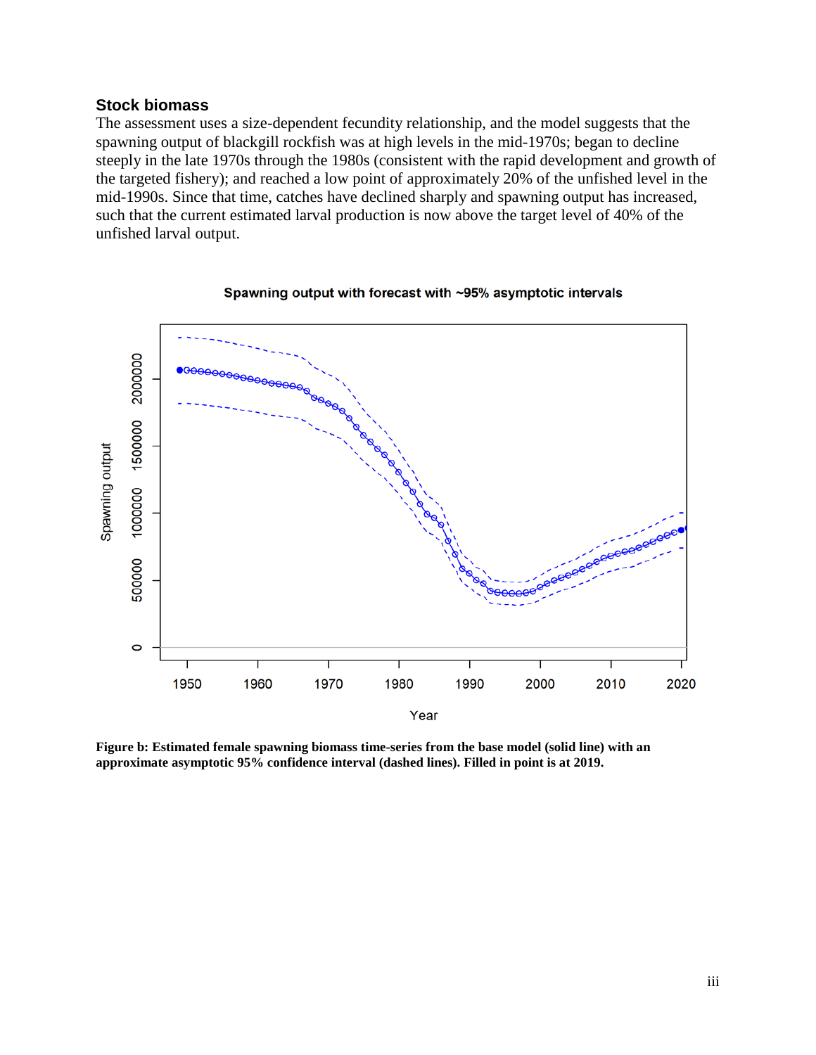### Stock biomass

The assessment uses a size-dependent fecundity relationship, and the model suggests that the spawning output of blackgill rockfish was at high levels in the mid-1970s; began to decline steeply in the late 1970s through the 1980s (consistent with the rapid development and growth of the targeted fishery); and reached a low point of approximately 20% of the unfished level in the mid-1990s. Since that time, catches have declined sharply and spawning output has increased, such that the current estimated larval production is now above the target level of 40% of the unfished larval output.

**Figure b: Estimated female spawning biomass time-series from the base model (solid line) with an approximate asymptotic 95% confidence interval (dashed lines). Filled in point is at 2019.**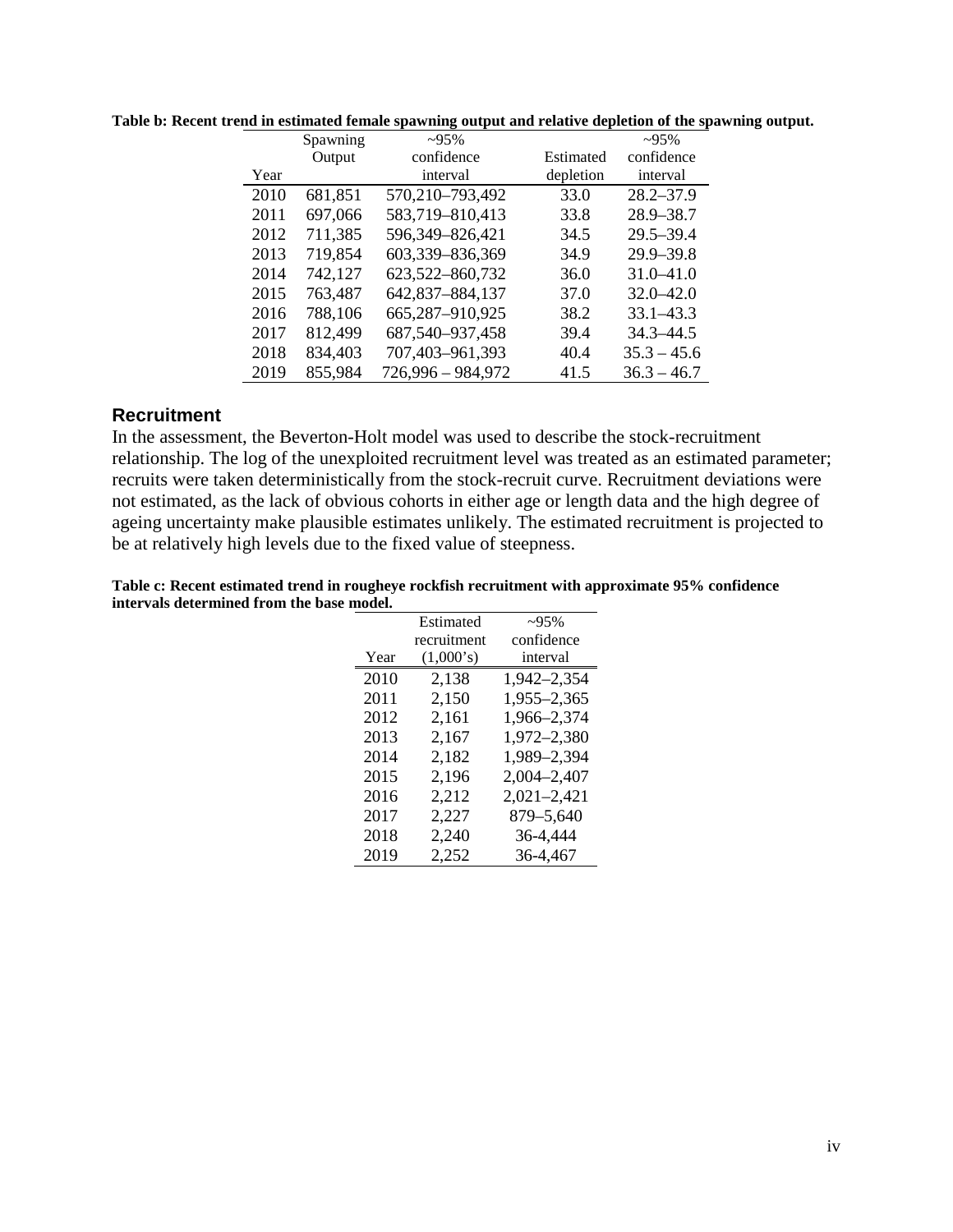**Table b: Recent trend in estimated female spawning output and relative depletion of the spawning output.**

| Year | Spawning Output | ~95% confidence interval | Estimated depletion | ~95% confidence interval |
|---|---|---|---|---|
| 2010 | 681,851 | 570,210–793,492 | 33.0 | 28.2–37.9 |
| 2011 | 697,066 | 583,719–810,413 | 33.8 | 28.9–38.7 |
| 2012 | 711,385 | 596,349–826,421 | 34.5 | 29.5–39.4 |
| 2013 | 719,854 | 603,339–836,369 | 34.9 | 29.9–39.8 |
| 2014 | 742,127 | 623,522–860,732 | 36.0 | 31.0–41.0 |
| 2015 | 763,487 | 642,837–884,137 | 37.0 | 32.0–42.0 |
| 2016 | 788,106 | 665,287–910,925 | 38.2 | 33.1–43.3 |
| 2017 | 812,499 | 687,540–937,458 | 39.4 | 34.3–44.5 |
| 2018 | 834,403 | 707,403–961,393 | 40.4 | 35.3 – 45.6 |
| 2019 | 855,984 | 726,996 – 984,972 | 41.5 | 36.3 – 46.7 |

## Recruitment

In the assessment, the Beverton-Holt model was used to describe the stock-recruitment relationship. The log of the unexploited recruitment level was treated as an estimated parameter; recruits were taken deterministically from the stock-recruit curve. Recruitment deviations were not estimated, as the lack of obvious cohorts in either age or length data and the high degree of ageing uncertainty make plausible estimates unlikely. The estimated recruitment is projected to be at relatively high levels due to the fixed value of steepness.

**Table c: Recent estimated trend in rougheye rockfish recruitment with approximate 95% confidence intervals determined from the base model.**

| Year | Estimated recruitment (1,000's) | ~95% confidence interval |
|---|---|---|
| 2010 | 2,138 | 1,942–2,354 |
| 2011 | 2,150 | 1,955–2,365 |
| 2012 | 2,161 | 1,966–2,374 |
| 2013 | 2,167 | 1,972–2,380 |
| 2014 | 2,182 | 1,989–2,394 |
| 2015 | 2,196 | 2,004–2,407 |
| 2016 | 2,212 | 2,021–2,421 |
| 2017 | 2,227 | 879–5,640 |
| 2018 | 2,240 | 36-4,444 |
| 2019 | 2,252 | 36-4,467 |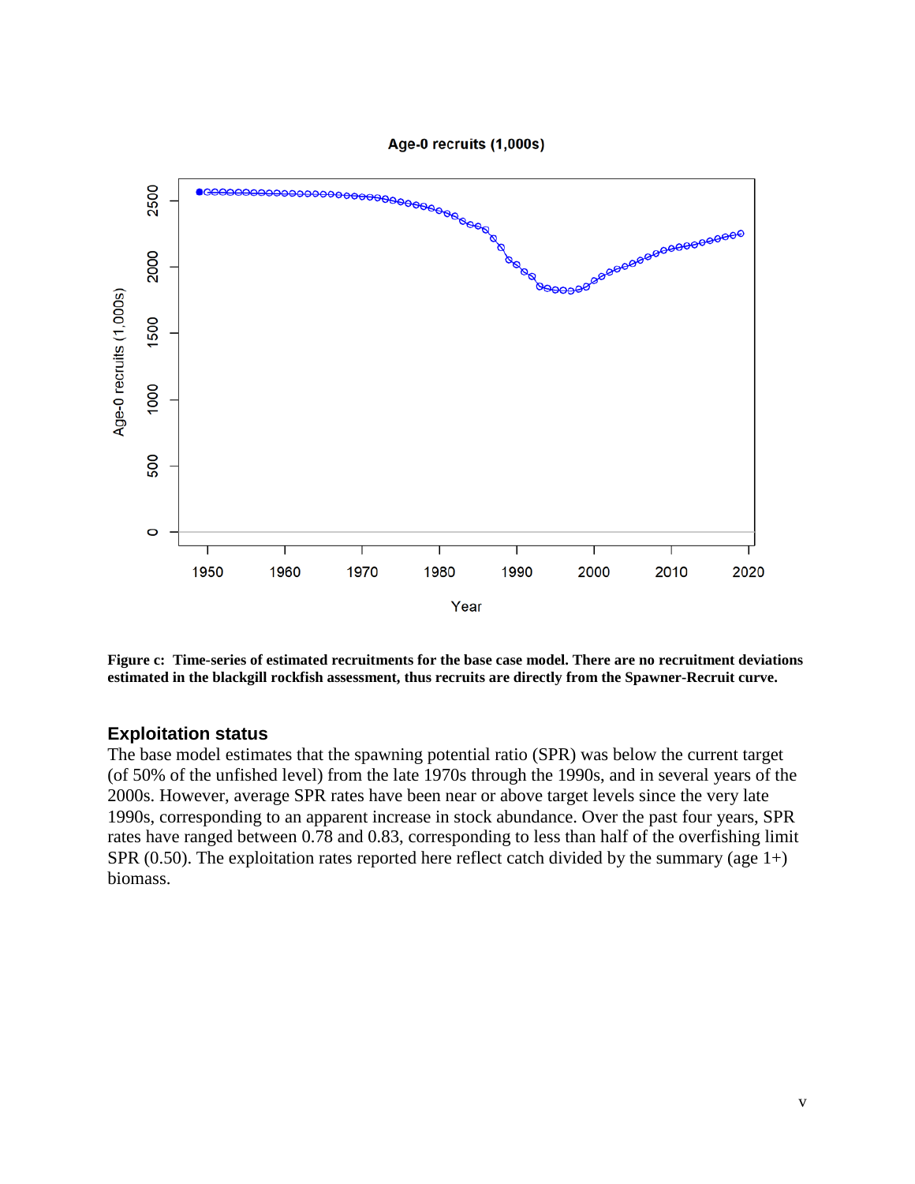**Figure c: Time-series of estimated recruitments for the base case model. There are no recruitment deviations estimated in the blackgill rockfish assessment, thus recruits are directly from the Spawner-Recruit curve.**

## Exploitation status

The base model estimates that the spawning potential ratio (SPR) was below the current target (of 50% of the unfished level) from the late 1970s through the 1990s, and in several years of the 2000s. However, average SPR rates have been near or above target levels since the very late 1990s, corresponding to an apparent increase in stock abundance. Over the past four years, SPR rates have ranged between 0.78 and 0.83, corresponding to less than half of the overfishing limit SPR (0.50). The exploitation rates reported here reflect catch divided by the summary (age 1+) biomass.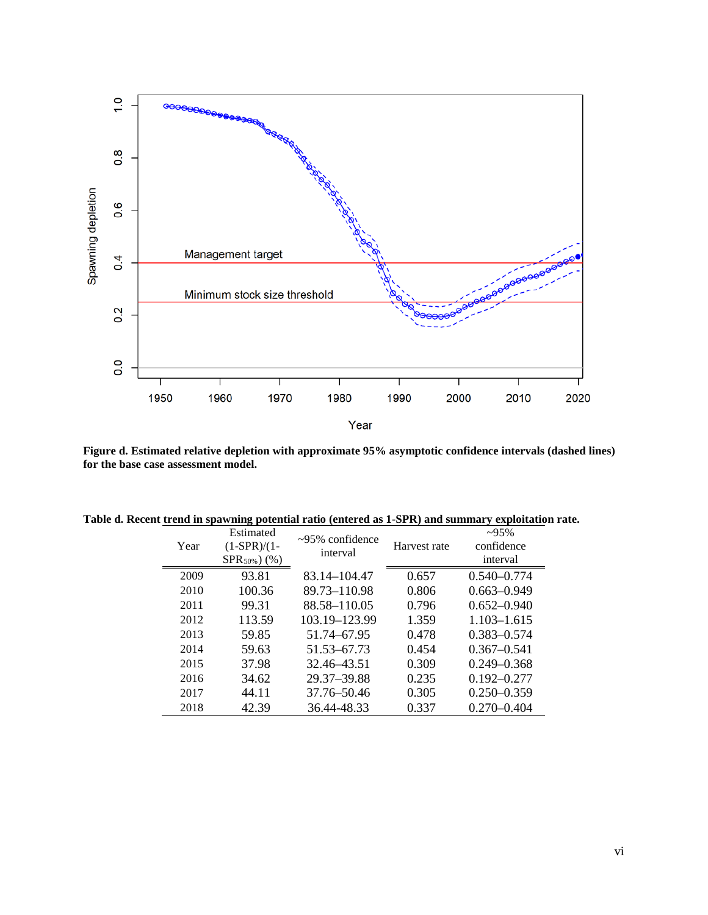**Figure d. Estimated relative depletion with approximate 95% asymptotic confidence intervals (dashed lines) for the base case assessment model.**

**Table d. Recent trend in spawning potential ratio (entered as 1-SPR) and summary exploitation rate.**

| Year | Estimated $(1\text{-SPR})/(1\text{-SPR}_{50\%})$ (%) | ~95% confidence interval | Harvest rate | ~95% confidence interval |
|---|---|---|---|---|
| 2009 | 93.81 | 83.14–104.47 | 0.657 | 0.540–0.774 |
| 2010 | 100.36 | 89.73–110.98 | 0.806 | 0.663–0.949 |
| 2011 | 99.31 | 88.58–110.05 | 0.796 | 0.652–0.940 |
| 2012 | 113.59 | 103.19–123.99 | 1.359 | 1.103–1.615 |
| 2013 | 59.85 | 51.74–67.95 | 0.478 | 0.383–0.574 |
| 2014 | 59.63 | 51.53–67.73 | 0.454 | 0.367–0.541 |
| 2015 | 37.98 | 32.46–43.51 | 0.309 | 0.249–0.368 |
| 2016 | 34.62 | 29.37–39.88 | 0.235 | 0.192–0.277 |
| 2017 | 44.11 | 37.76–50.46 | 0.305 | 0.250–0.359 |
| 2018 | 42.39 | 36.44-48.33 | 0.337 | 0.270–0.404 |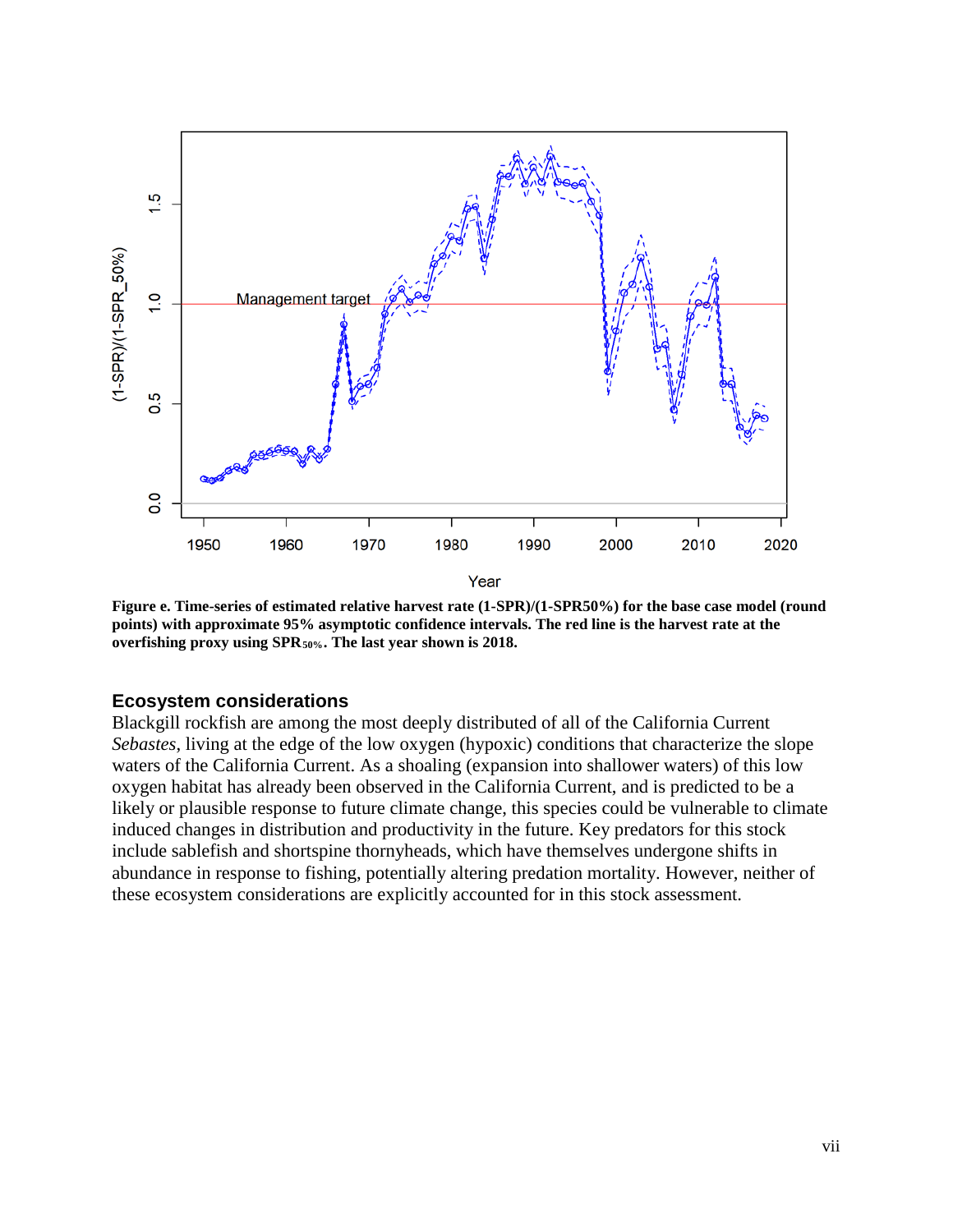**Figure e. Time-series of estimated relative harvest rate (1-SPR)/(1-SPR50%) for the base case model (round points) with approximate 95% asymptotic confidence intervals. The red line is the harvest rate at the overfishing proxy using $SPR_{50\%}$. The last year shown is 2018.**

## Ecosystem considerations

Blackgill rockfish are among the most deeply distributed of all of the California Current *Sebastes*, living at the edge of the low oxygen (hypoxic) conditions that characterize the slope waters of the California Current. As a shoaling (expansion into shallower waters) of this low oxygen habitat has already been observed in the California Current, and is predicted to be a likely or plausible response to future climate change, this species could be vulnerable to climate induced changes in distribution and productivity in the future. Key predators for this stock include sablefish and shortspine thornyheads, which have themselves undergone shifts in abundance in response to fishing, potentially altering predation mortality. However, neither of these ecosystem considerations are explicitly accounted for in this stock assessment.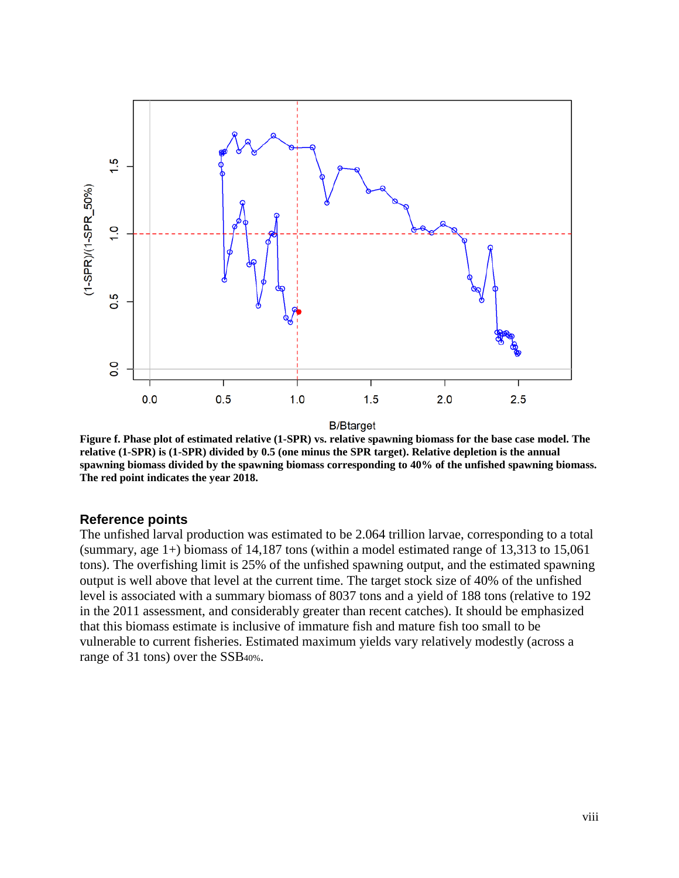**Figure f. Phase plot of estimated relative (1-SPR) vs. relative spawning biomass for the base case model. The relative (1-SPR) is (1-SPR) divided by 0.5 (one minus the SPR target). Relative depletion is the annual spawning biomass divided by the spawning biomass corresponding to 40% of the unfished spawning biomass. The red point indicates the year 2018.**

## Reference points

The unfished larval production was estimated to be 2.064 trillion larvae, corresponding to a total (summary, age 1+) biomass of 14,187 tons (within a model estimated range of 13,313 to 15,061 tons). The overfishing limit is 25% of the unfished spawning output, and the estimated spawning output is well above that level at the current time. The target stock size of 40% of the unfished level is associated with a summary biomass of 8037 tons and a yield of 188 tons (relative to 192 in the 2011 assessment, and considerably greater than recent catches). It should be emphasized that this biomass estimate is inclusive of immature fish and mature fish too small to be vulnerable to current fisheries. Estimated maximum yields vary relatively modestly (across a range of 31 tons) over the $SSB_{40\%}$.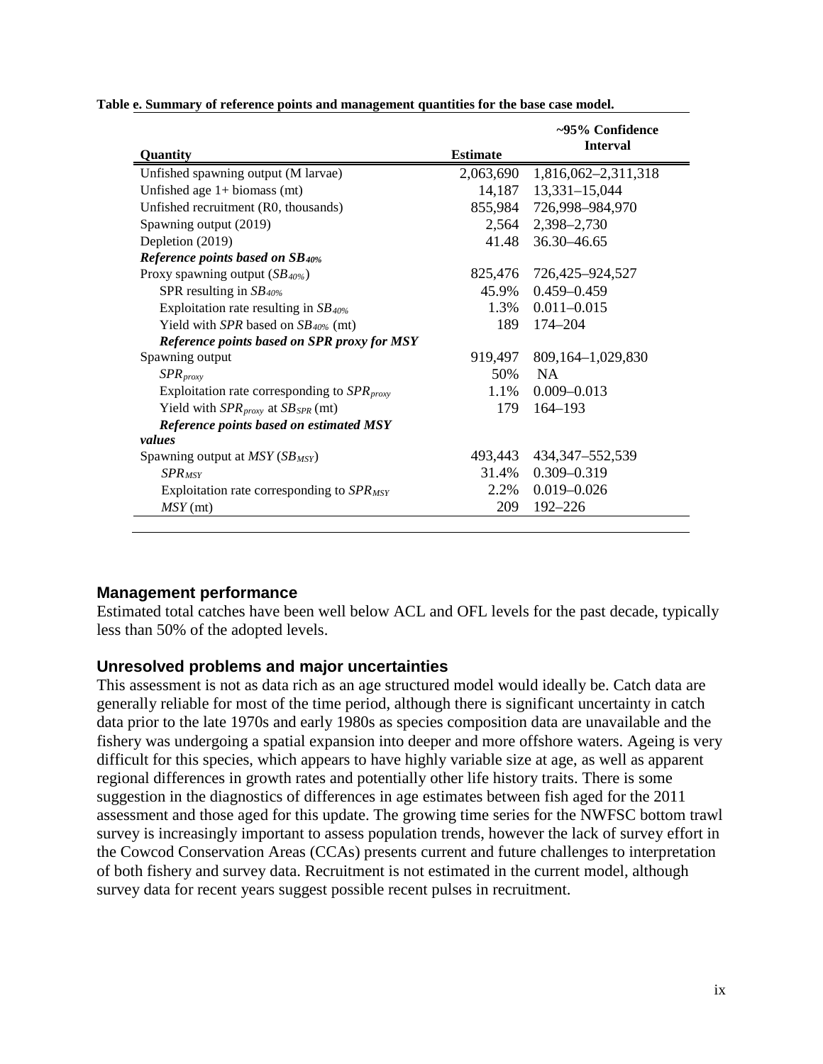**Table e. Summary of reference points and management quantities for the base case model.**

| Quantity | Estimate | ~95% Confidence Interval |
|---|---|---|
| Unfished spawning output (M larvae) | 2,063,690 | 1,816,062–2,311,318 |
| Unfished age 1+ biomass (mt) | 14,187 | 13,331–15,044 |
| Unfished recruitment (R0, thousands) | 855,984 | 726,998–984,970 |
| Spawning output (2019) | 2,564 | 2,398–2,730 |
| Depletion (2019) | 41.48 | 36.30–46.65 |
| ***Reference points based on $SB_{40\%}$*** | | |
| Proxy spawning output ($SB_{40\%}$) | 825,476 | 726,425–924,527 |
| SPR resulting in $SB_{40\%}$ | 45.9% | 0.459–0.459 |
| Exploitation rate resulting in $SB_{40\%}$ | 1.3% | 0.011–0.015 |
| Yield with *SPR* based on $SB_{40\%}$ (mt) | 189 | 174–204 |
| ***Reference points based on SPR proxy for MSY*** | | |
| Spawning output | 919,497 | 809,164–1,029,830 |
| $SPR_{proxy}$ | 50% | NA |
| Exploitation rate corresponding to $SPR_{proxy}$ | 1.1% | 0.009–0.013 |
| Yield with $SPR_{proxy}$ at $SB_{SPR}$ (mt) | 179 | 164–193 |
| ***Reference points based on estimated MSY values*** | | |
| Spawning output at *MSY* ($SB_{MSY}$) | 493,443 | 434,347–552,539 |
| $SPR_{MSY}$ | 31.4% | 0.309–0.319 |
| Exploitation rate corresponding to $SPR_{MSY}$ | 2.2% | 0.019–0.026 |
| *MSY* (mt) | 209 | 192–226 |

## Management performance

Estimated total catches have been well below ACL and OFL levels for the past decade, typically less than 50% of the adopted levels.

## Unresolved problems and major uncertainties

This assessment is not as data rich as an age structured model would ideally be. Catch data are generally reliable for most of the time period, although there is significant uncertainty in catch data prior to the late 1970s and early 1980s as species composition data are unavailable and the fishery was undergoing a spatial expansion into deeper and more offshore waters. Ageing is very difficult for this species, which appears to have highly variable size at age, as well as apparent regional differences in growth rates and potentially other life history traits. There is some suggestion in the diagnostics of differences in age estimates between fish aged for the 2011 assessment and those aged for this update. The growing time series for the NWFSC bottom trawl survey is increasingly important to assess population trends, however the lack of survey effort in the Cowcod Conservation Areas (CCAs) presents current and future challenges to interpretation of both fishery and survey data. Recruitment is not estimated in the current model, although survey data for recent years suggest possible recent pulses in recruitment.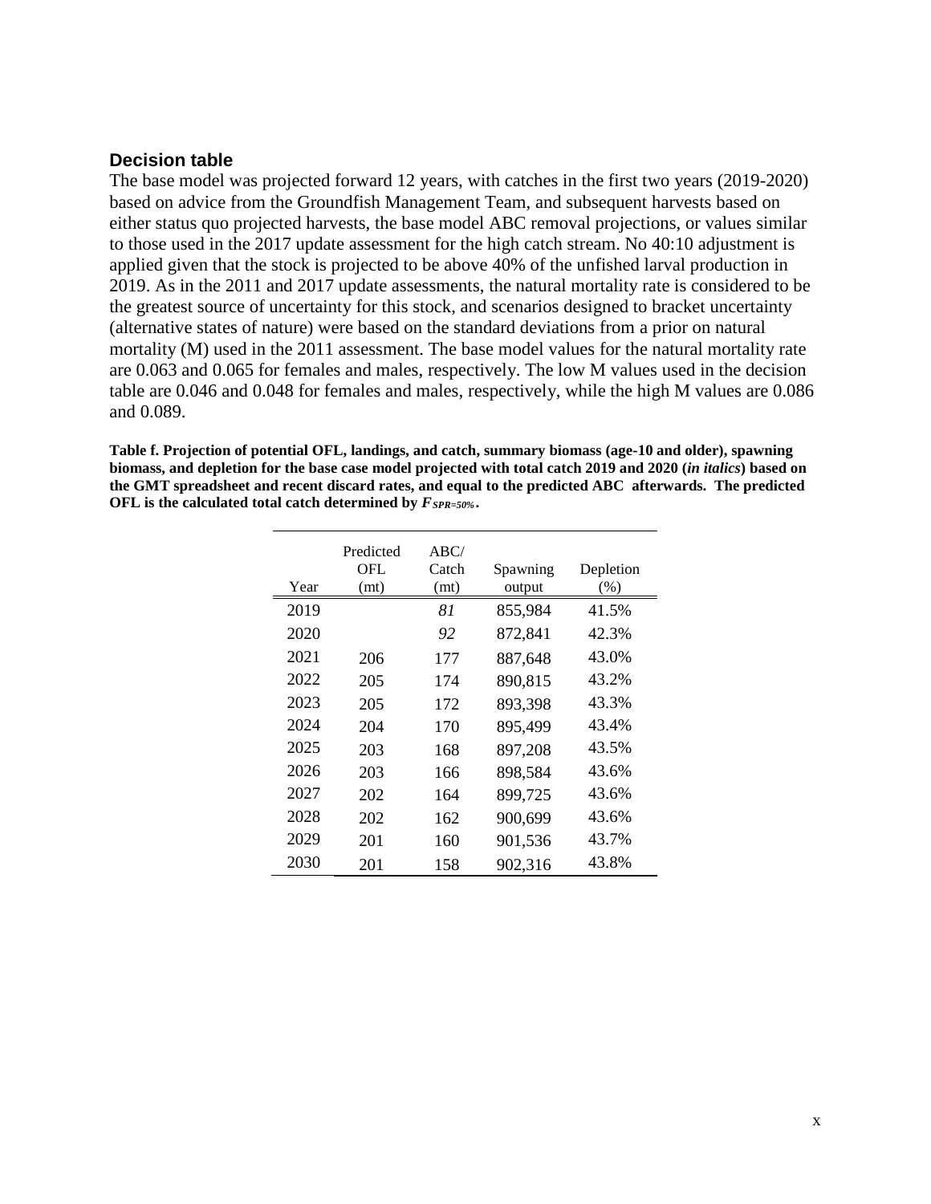## Decision table

The base model was projected forward 12 years, with catches in the first two years (2019-2020) based on advice from the Groundfish Management Team, and subsequent harvests based on either status quo projected harvests, the base model ABC removal projections, or values similar to those used in the 2017 update assessment for the high catch stream. No 40:10 adjustment is applied given that the stock is projected to be above 40% of the unfished larval production in 2019. As in the 2011 and 2017 update assessments, the natural mortality rate is considered to be the greatest source of uncertainty for this stock, and scenarios designed to bracket uncertainty (alternative states of nature) were based on the standard deviations from a prior on natural mortality (M) used in the 2011 assessment. The base model values for the natural mortality rate are 0.063 and 0.065 for females and males, respectively. The low M values used in the decision table are 0.046 and 0.048 for females and males, respectively, while the high M values are 0.086 and 0.089.

**Table f. Projection of potential OFL, landings, and catch, summary biomass (age-10 and older), spawning biomass, and depletion for the base case model projected with total catch 2019 and 2020 (*in italics*) based on the GMT spreadsheet and recent discard rates, and equal to the predicted ABC afterwards. The predicted OFL is the calculated total catch determined by $F_{SPR=50\%}$.**

| Year | Predicted OFL (mt) | ABC/ Catch (mt) | Spawning output | Depletion (%) |
|---|---|---|---|---|
| 2019 | | *81* | 855,984 | 41.5% |
| 2020 | | *92* | 872,841 | 42.3% |
| 2021 | 206 | 177 | 887,648 | 43.0% |
| 2022 | 205 | 174 | 890,815 | 43.2% |
| 2023 | 205 | 172 | 893,398 | 43.3% |
| 2024 | 204 | 170 | 895,499 | 43.4% |
| 2025 | 203 | 168 | 897,208 | 43.5% |
| 2026 | 203 | 166 | 898,584 | 43.6% |
| 2027 | 202 | 164 | 899,725 | 43.6% |
| 2028 | 202 | 162 | 900,699 | 43.6% |
| 2029 | 201 | 160 | 901,536 | 43.7% |
| 2030 | 201 | 158 | 902,316 | 43.8% |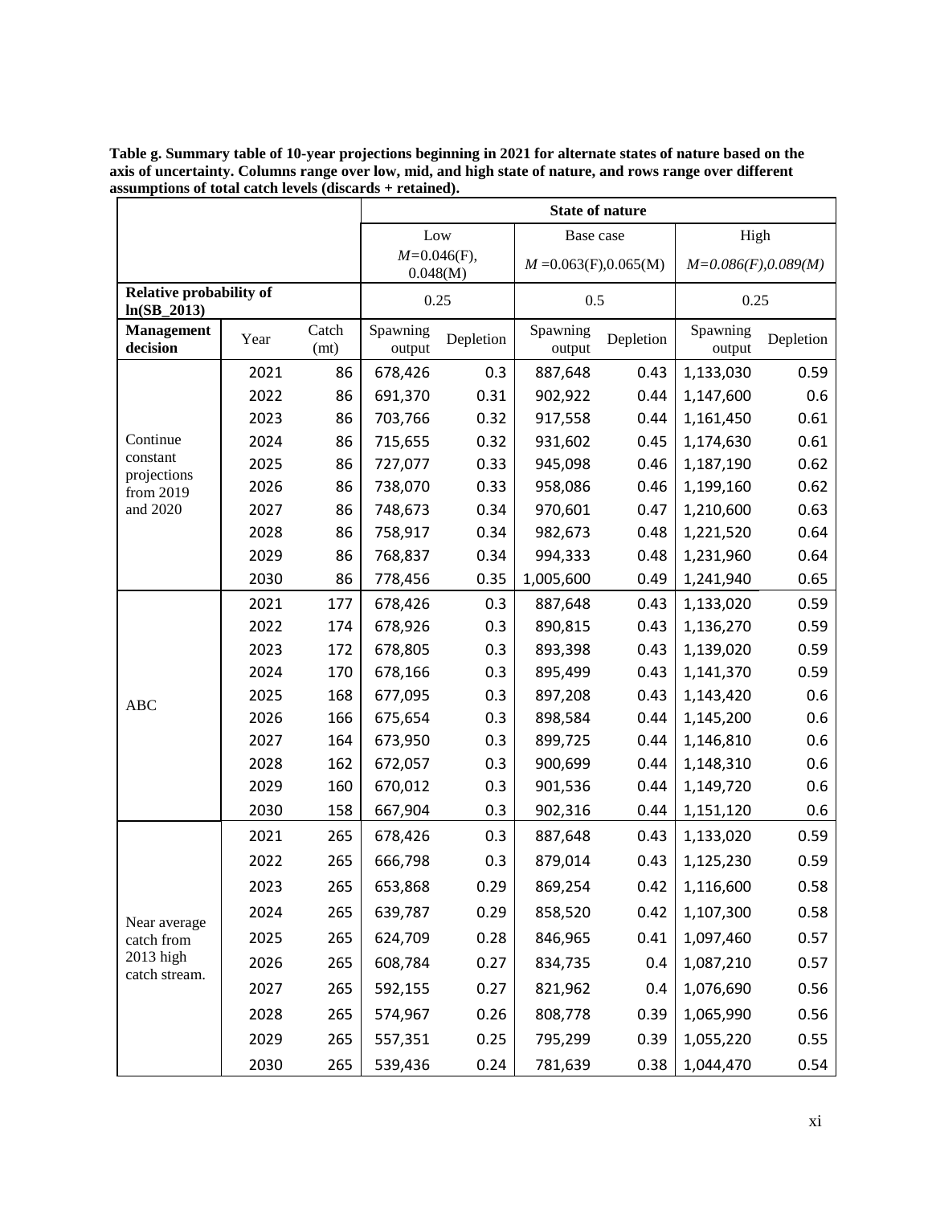**Table g. Summary table of 10-year projections beginning in 2021 for alternate states of nature based on the axis of uncertainty. Columns range over low, mid, and high state of nature, and rows range over different assumptions of total catch levels (discards + retained).**

| | | | State of nature | | | | | |
|---|---|---|---|---|---|---|---|---|
| | | | Low | | Base case | | High | |
| | | | $M$=0.046(F), 0.048(M) | | $M$ =0.063(F),0.065(M) | | $M$=0.086(F),0.089(M) | |
| **Relative probability of ln(SB_2013)** | | | 0.25 | | 0.5 | | 0.25 | |
| **Management decision** | Year | Catch (mt) | Spawning output | Depletion | Spawning output | Depletion | Spawning output | Depletion |
| Continue constant projections from 2019 and 2020 | 2021 | 86 | 678,426 | 0.3 | 887,648 | 0.43 | 1,133,030 | 0.59 |
| | 2022 | 86 | 691,370 | 0.31 | 902,922 | 0.44 | 1,147,600 | 0.6 |
| | 2023 | 86 | 703,766 | 0.32 | 917,558 | 0.44 | 1,161,450 | 0.61 |
| | 2024 | 86 | 715,655 | 0.32 | 931,602 | 0.45 | 1,174,630 | 0.61 |
| | 2025 | 86 | 727,077 | 0.33 | 945,098 | 0.46 | 1,187,190 | 0.62 |
| | 2026 | 86 | 738,070 | 0.33 | 958,086 | 0.46 | 1,199,160 | 0.62 |
| | 2027 | 86 | 748,673 | 0.34 | 970,601 | 0.47 | 1,210,600 | 0.63 |
| | 2028 | 86 | 758,917 | 0.34 | 982,673 | 0.48 | 1,221,520 | 0.64 |
| | 2029 | 86 | 768,837 | 0.34 | 994,333 | 0.48 | 1,231,960 | 0.64 |
| | 2030 | 86 | 778,456 | 0.35 | 1,005,600 | 0.49 | 1,241,940 | 0.65 |
| ABC | 2021 | 177 | 678,426 | 0.3 | 887,648 | 0.43 | 1,133,020 | 0.59 |
| | 2022 | 174 | 678,926 | 0.3 | 890,815 | 0.43 | 1,136,270 | 0.59 |
| | 2023 | 172 | 678,805 | 0.3 | 893,398 | 0.43 | 1,139,020 | 0.59 |
| | 2024 | 170 | 678,166 | 0.3 | 895,499 | 0.43 | 1,141,370 | 0.59 |
| | 2025 | 168 | 677,095 | 0.3 | 897,208 | 0.43 | 1,143,420 | 0.6 |
| | 2026 | 166 | 675,654 | 0.3 | 898,584 | 0.44 | 1,145,200 | 0.6 |
| | 2027 | 164 | 673,950 | 0.3 | 899,725 | 0.44 | 1,146,810 | 0.6 |
| | 2028 | 162 | 672,057 | 0.3 | 900,699 | 0.44 | 1,148,310 | 0.6 |
| | 2029 | 160 | 670,012 | 0.3 | 901,536 | 0.44 | 1,149,720 | 0.6 |
| | 2030 | 158 | 667,904 | 0.3 | 902,316 | 0.44 | 1,151,120 | 0.6 |
| Near average catch from 2013 high catch stream. | 2021 | 265 | 678,426 | 0.3 | 887,648 | 0.43 | 1,133,020 | 0.59 |
| | 2022 | 265 | 666,798 | 0.3 | 879,014 | 0.43 | 1,125,230 | 0.59 |
| | 2023 | 265 | 653,868 | 0.29 | 869,254 | 0.42 | 1,116,600 | 0.58 |
| | 2024 | 265 | 639,787 | 0.29 | 858,520 | 0.42 | 1,107,300 | 0.58 |
| | 2025 | 265 | 624,709 | 0.28 | 846,965 | 0.41 | 1,097,460 | 0.57 |
| | 2026 | 265 | 608,784 | 0.27 | 834,735 | 0.4 | 1,087,210 | 0.57 |
| | 2027 | 265 | 592,155 | 0.27 | 821,962 | 0.4 | 1,076,690 | 0.56 |
| | 2028 | 265 | 574,967 | 0.26 | 808,778 | 0.39 | 1,065,990 | 0.56 |
| | 2029 | 265 | 557,351 | 0.25 | 795,299 | 0.39 | 1,055,220 | 0.55 |
| | 2030 | 265 | 539,436 | 0.24 | 781,639 | 0.38 | 1,044,470 | 0.54 |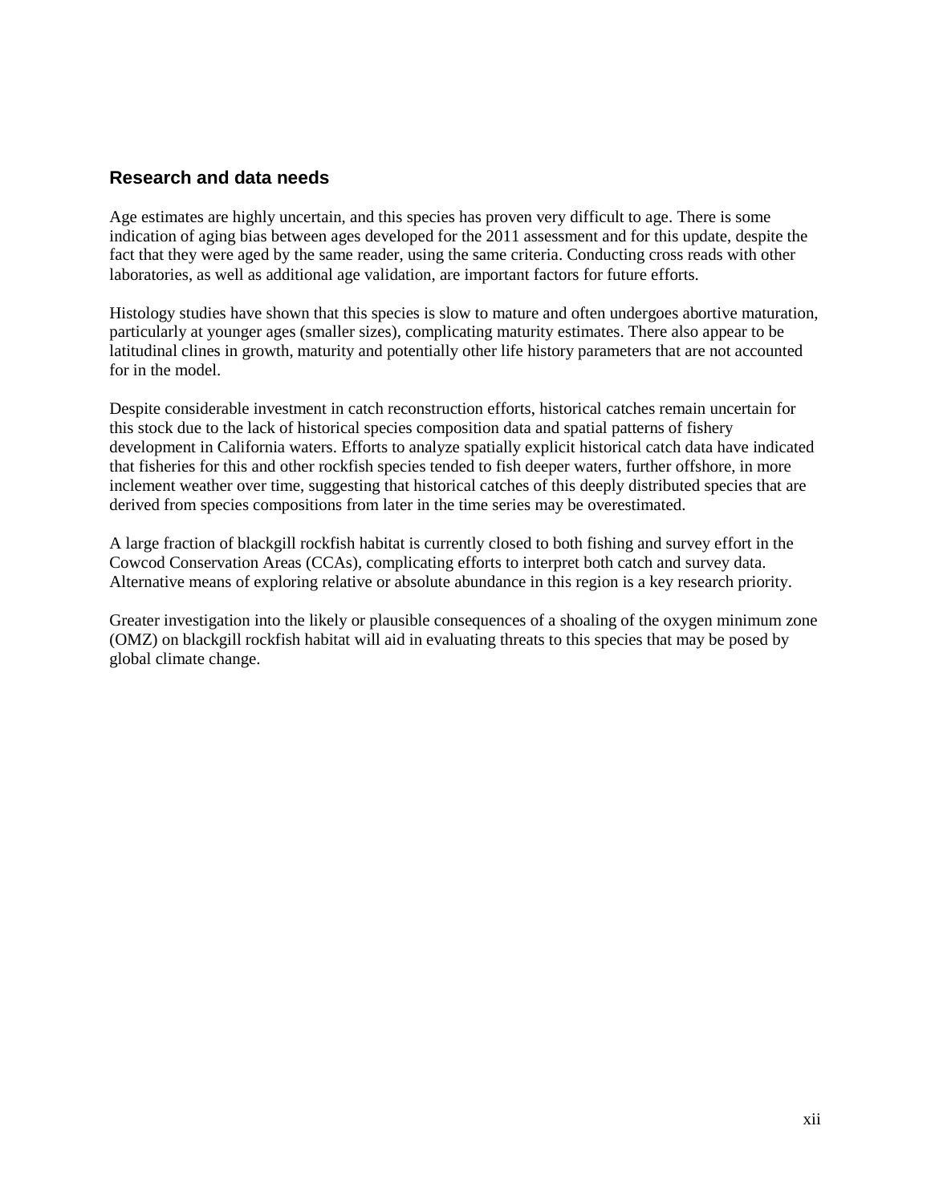## Research and data needs

Age estimates are highly uncertain, and this species has proven very difficult to age. There is some indication of aging bias between ages developed for the 2011 assessment and for this update, despite the fact that they were aged by the same reader, using the same criteria. Conducting cross reads with other laboratories, as well as additional age validation, are important factors for future efforts.

Histology studies have shown that this species is slow to mature and often undergoes abortive maturation, particularly at younger ages (smaller sizes), complicating maturity estimates. There also appear to be latitudinal clines in growth, maturity and potentially other life history parameters that are not accounted for in the model.

Despite considerable investment in catch reconstruction efforts, historical catches remain uncertain for this stock due to the lack of historical species composition data and spatial patterns of fishery development in California waters. Efforts to analyze spatially explicit historical catch data have indicated that fisheries for this and other rockfish species tended to fish deeper waters, further offshore, in more inclement weather over time, suggesting that historical catches of this deeply distributed species that are derived from species compositions from later in the time series may be overestimated.

A large fraction of blackgill rockfish habitat is currently closed to both fishing and survey effort in the Cowcod Conservation Areas (CCAs), complicating efforts to interpret both catch and survey data. Alternative means of exploring relative or absolute abundance in this region is a key research priority.

Greater investigation into the likely or plausible consequences of a shoaling of the oxygen minimum zone (OMZ) on blackgill rockfish habitat will aid in evaluating threats to this species that may be posed by global climate change.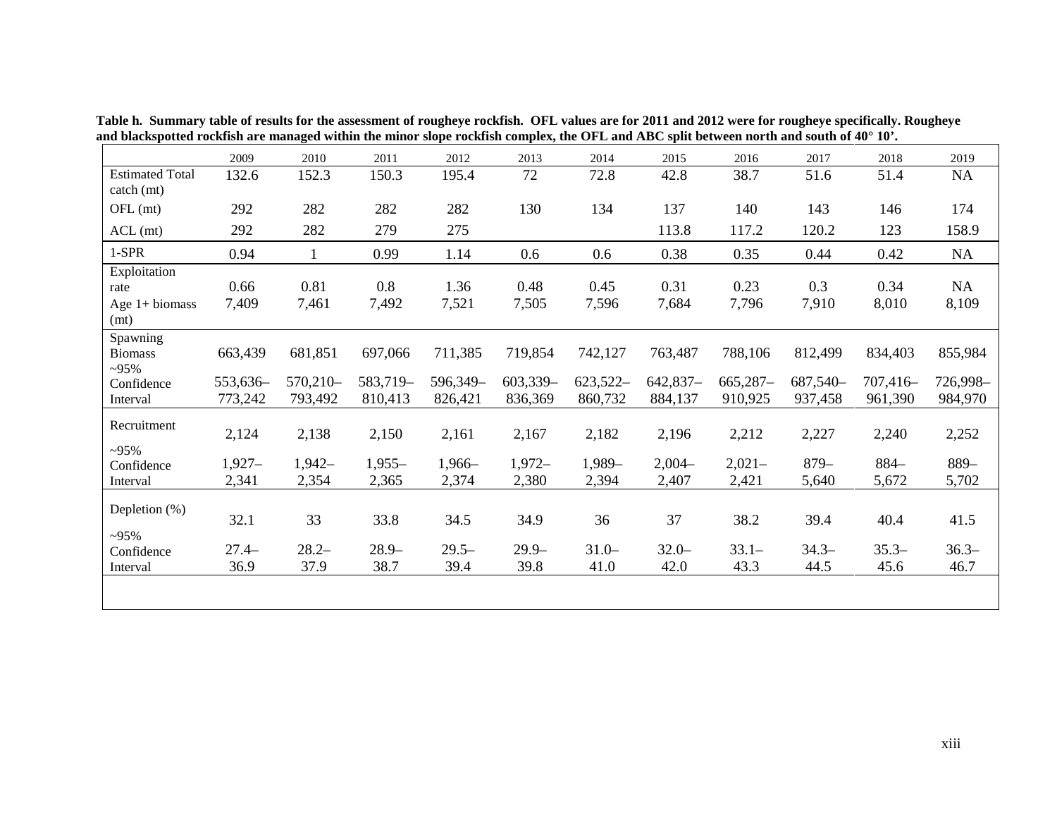**Table h. Summary table of results for the assessment of rougheye rockfish. OFL values are for 2011 and 2012 were for rougheye specifically. Rougheye and blackspotted rockfish are managed within the minor slope rockfish complex, the OFL and ABC split between north and south of 40° 10'.**

| | 2009 | 2010 | 2011 | 2012 | 2013 | 2014 | 2015 | 2016 | 2017 | 2018 | 2019 |
|---|---|---|---|---|---|---|---|---|---|---|---|
| Estimated Total catch (mt) | 132.6 | 152.3 | 150.3 | 195.4 | 72 | 72.8 | 42.8 | 38.7 | 51.6 | 51.4 | NA |
| OFL (mt) | 292 | 282 | 282 | 282 | 130 | 134 | 137 | 140 | 143 | 146 | 174 |
| ACL (mt) | 292 | 282 | 279 | 275 | | | 113.8 | 117.2 | 120.2 | 123 | 158.9 |
| 1-SPR | 0.94 | 1 | 0.99 | 1.14 | 0.6 | 0.6 | 0.38 | 0.35 | 0.44 | 0.42 | NA |
| Exploitation rate | 0.66 | 0.81 | 0.8 | 1.36 | 0.48 | 0.45 | 0.31 | 0.23 | 0.3 | 0.34 | NA |
| Age 1+ biomass (mt) | 7,409 | 7,461 | 7,492 | 7,521 | 7,505 | 7,596 | 7,684 | 7,796 | 7,910 | 8,010 | 8,109 |
| Spawning Biomass | 663,439 | 681,851 | 697,066 | 711,385 | 719,854 | 742,127 | 763,487 | 788,106 | 812,499 | 834,403 | 855,984 |
| ~95% Confidence Interval | 553,636–773,242 | 570,210–793,492 | 583,719–810,413 | 596,349–826,421 | 603,339–836,369 | 623,522–860,732 | 642,837–884,137 | 665,287–910,925 | 687,540–937,458 | 707,416–961,390 | 726,998–984,970 |
| Recruitment | 2,124 | 2,138 | 2,150 | 2,161 | 2,167 | 2,182 | 2,196 | 2,212 | 2,227 | 2,240 | 2,252 |
| ~95% Confidence Interval | 1,927–2,341 | 1,942–2,354 | 1,955–2,365 | 1,966–2,374 | 1,972–2,380 | 1,989–2,394 | 2,004–2,407 | 2,021–2,421 | 879–5,640 | 884–5,672 | 889–5,702 |
| Depletion (%) | 32.1 | 33 | 33.8 | 34.5 | 34.9 | 36 | 37 | 38.2 | 39.4 | 40.4 | 41.5 |
| ~95% Confidence Interval | 27.4–36.9 | 28.2–37.9 | 28.9–38.7 | 29.5–39.4 | 29.9–39.8 | 31.0–41.0 | 32.0–42.0 | 33.1–43.3 | 34.3–44.5 | 35.3–45.6 | 36.3–46.7 |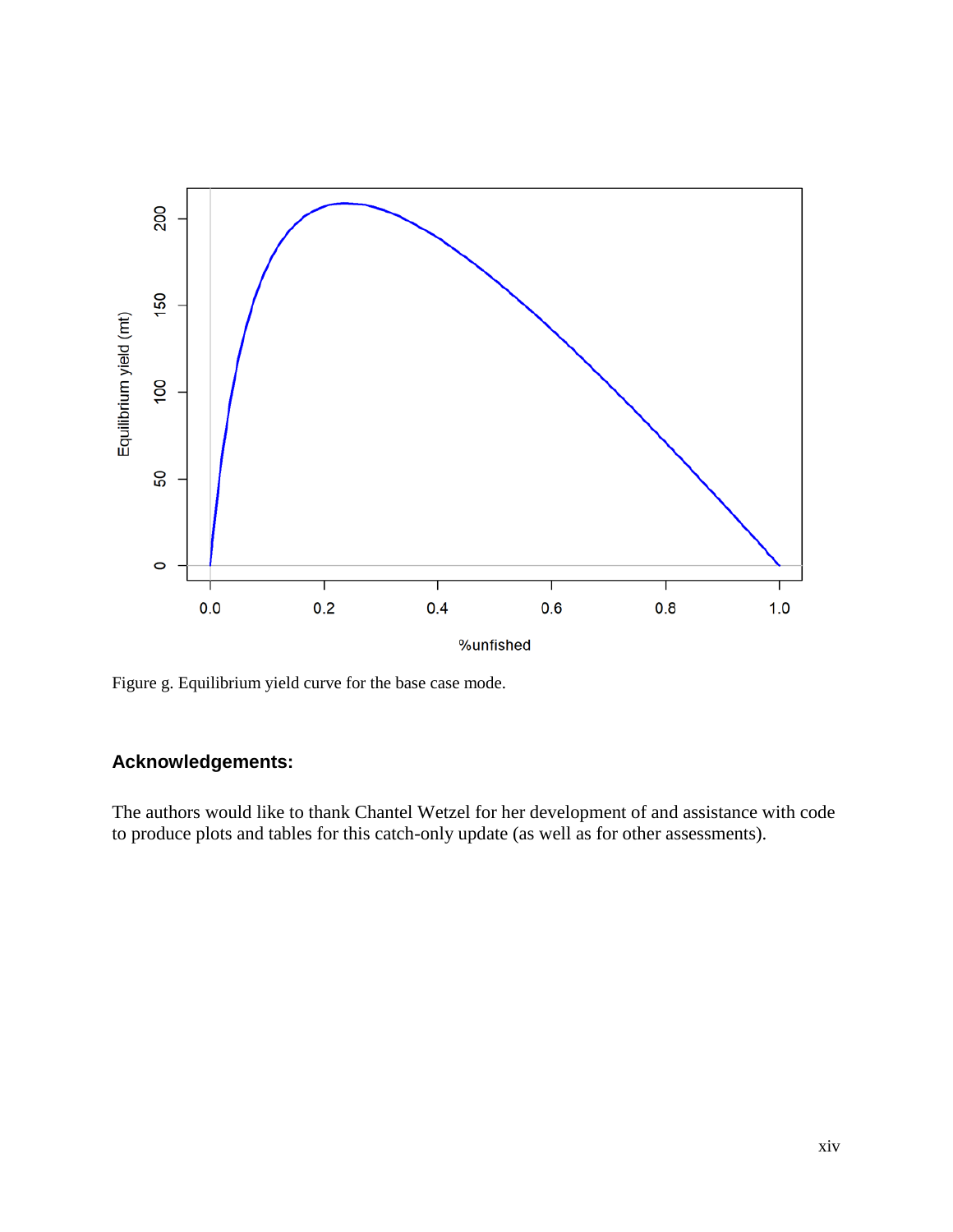Equilibrium yield (mt)

0
50
100
150
200

0.0
0.2
0.4
0.6
0.8
1.0

%unfished

Figure g. Equilibrium yield curve for the base case mode.

## Acknowledgements:

The authors would like to thank Chantel Wetzel for her development of and assistance with code to produce plots and tables for this catch-only update (as well as for other assessments).